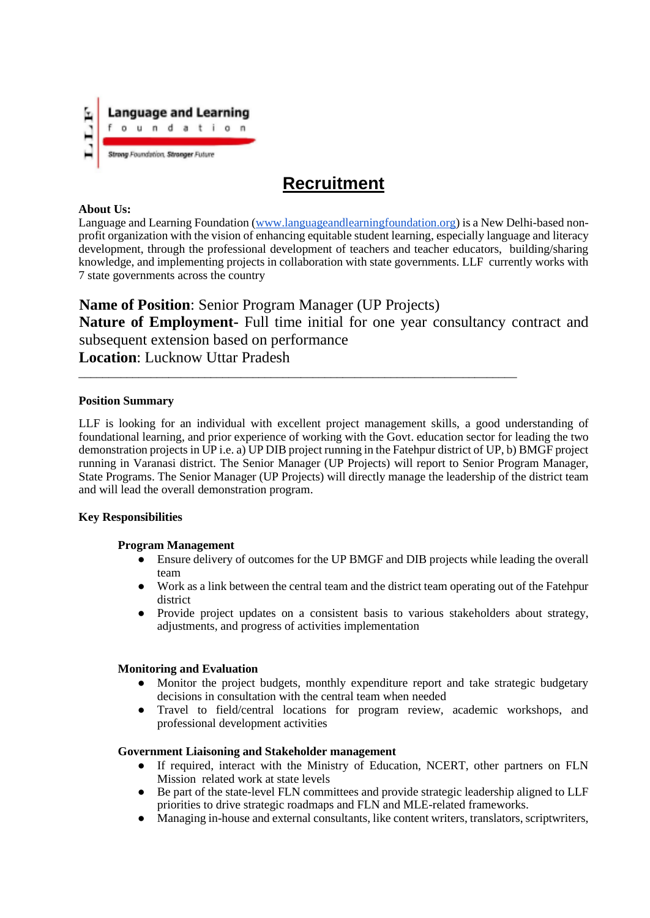Language and Learning foundation

Strong Foundation, Stronger Future

# Recruitment

**About Us:**
Language and Learning Foundation (www.languageandlearningfoundation.org) is a New Delhi-based non-profit organization with the vision of enhancing equitable student learning, especially language and literacy development, through the professional development of teachers and teacher educators, building/sharing knowledge, and implementing projects in collaboration with state governments. LLF currently works with 7 state governments across the country

**Name of Position**: Senior Program Manager (UP Projects)
**Nature of Employment-** Full time initial for one year consultancy contract and subsequent extension based on performance
**Location**: Lucknow Uttar Pradesh

---

**Position Summary**

LLF is looking for an individual with excellent project management skills, a good understanding of foundational learning, and prior experience of working with the Govt. education sector for leading the two demonstration projects in UP i.e. a) UP DIB project running in the Fatehpur district of UP, b) BMGF project running in Varanasi district. The Senior Manager (UP Projects) will report to Senior Program Manager, State Programs. The Senior Manager (UP Projects) will directly manage the leadership of the district team and will lead the overall demonstration program.

**Key Responsibilities**

**Program Management**

- Ensure delivery of outcomes for the UP BMGF and DIB projects while leading the overall team
- Work as a link between the central team and the district team operating out of the Fatehpur district
- Provide project updates on a consistent basis to various stakeholders about strategy, adjustments, and progress of activities implementation

**Monitoring and Evaluation**

- Monitor the project budgets, monthly expenditure report and take strategic budgetary decisions in consultation with the central team when needed
- Travel to field/central locations for program review, academic workshops, and professional development activities

**Government Liaisoning and Stakeholder management**

- If required, interact with the Ministry of Education, NCERT, other partners on FLN Mission related work at state levels
- Be part of the state-level FLN committees and provide strategic leadership aligned to LLF priorities to drive strategic roadmaps and FLN and MLE-related frameworks.
- Managing in-house and external consultants, like content writers, translators, scriptwriters,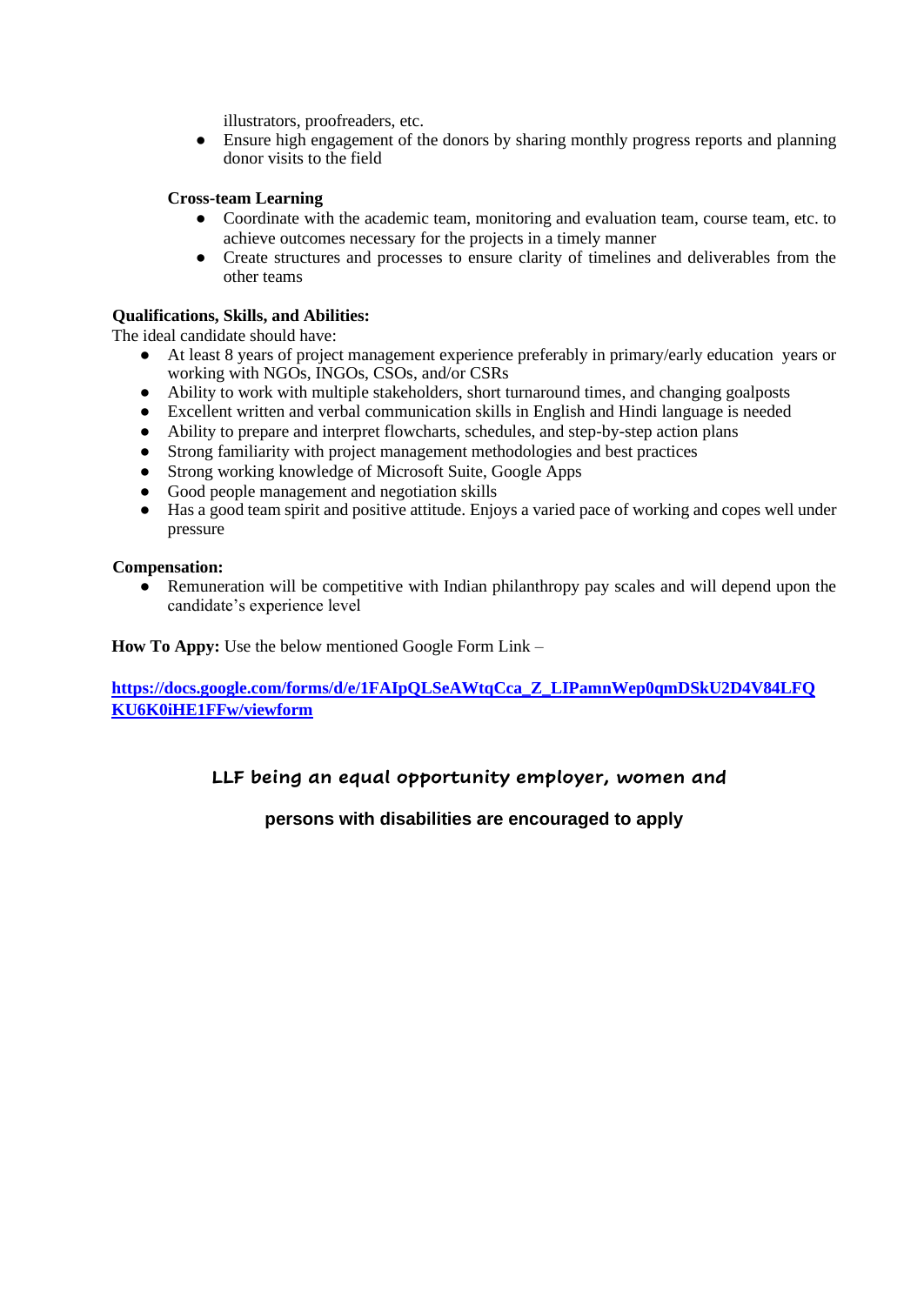illustrators, proofreaders, etc.

- Ensure high engagement of the donors by sharing monthly progress reports and planning donor visits to the field

**Cross-team Learning**

- Coordinate with the academic team, monitoring and evaluation team, course team, etc. to achieve outcomes necessary for the projects in a timely manner
- Create structures and processes to ensure clarity of timelines and deliverables from the other teams

**Qualifications, Skills, and Abilities:**

The ideal candidate should have:

- At least 8 years of project management experience preferably in primary/early education years or working with NGOs, INGOs, CSOs, and/or CSRs
- Ability to work with multiple stakeholders, short turnaround times, and changing goalposts
- Excellent written and verbal communication skills in English and Hindi language is needed
- Ability to prepare and interpret flowcharts, schedules, and step-by-step action plans
- Strong familiarity with project management methodologies and best practices
- Strong working knowledge of Microsoft Suite, Google Apps
- Good people management and negotiation skills
- Has a good team spirit and positive attitude. Enjoys a varied pace of working and copes well under pressure

**Compensation:**

- Remuneration will be competitive with Indian philanthropy pay scales and will depend upon the candidate's experience level

**How To Appy:** Use the below mentioned Google Form Link –

**https://docs.google.com/forms/d/e/1FAIpQLSeAWtqCca_Z_LIPamnWep0qmDSkU2D4V84LFQKU6K0iHE1FFw/viewform**

**LLF being an equal opportunity employer, women and**

**persons with disabilities are encouraged to apply**